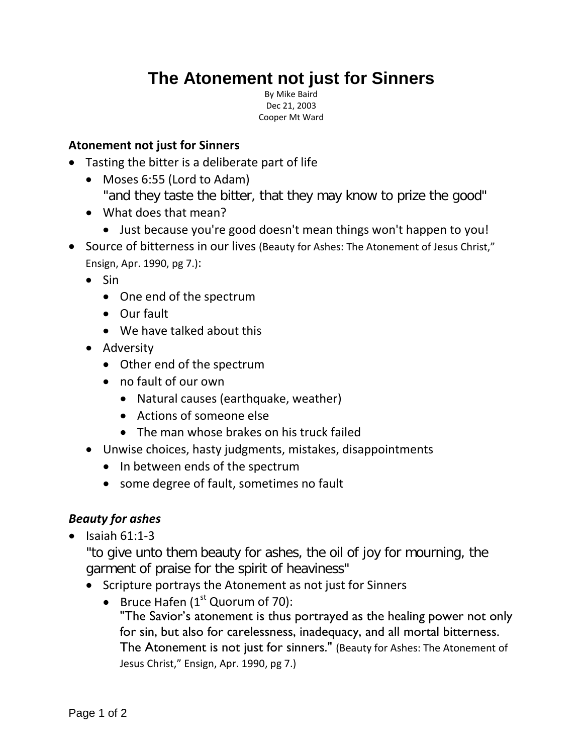# The Atonement not just for Sinners

By Mike Baird
Dec 21, 2003
Cooper Mt Ward

**Atonement not just for Sinners**

- Tasting the bitter is a deliberate part of life
  - Moses 6:55 (Lord to Adam)
    "and they taste the bitter, that they may know to prize the good"
  - What does that mean?
    - Just because you're good doesn't mean things won't happen to you!
- Source of bitterness in our lives (Beauty for Ashes: The Atonement of Jesus Christ," Ensign, Apr. 1990, pg 7.):
  - Sin
    - One end of the spectrum
    - Our fault
    - We have talked about this
  - Adversity
    - Other end of the spectrum
    - no fault of our own
      - Natural causes (earthquake, weather)
      - Actions of someone else
      - The man whose brakes on his truck failed
  - Unwise choices, hasty judgments, mistakes, disappointments
    - In between ends of the spectrum
    - some degree of fault, sometimes no fault

***Beauty for ashes***

- Isaiah 61:1-3
  "to give unto them beauty for ashes, the oil of joy for mourning, the garment of praise for the spirit of heaviness"
  - Scripture portrays the Atonement as not just for Sinners
    - Bruce Hafen (1st Quorum of 70):
      "The Savior's atonement is thus portrayed as the healing power not only for sin, but also for carelessness, inadequacy, and all mortal bitterness. The Atonement is not just for sinners." (Beauty for Ashes: The Atonement of Jesus Christ," Ensign, Apr. 1990, pg 7.)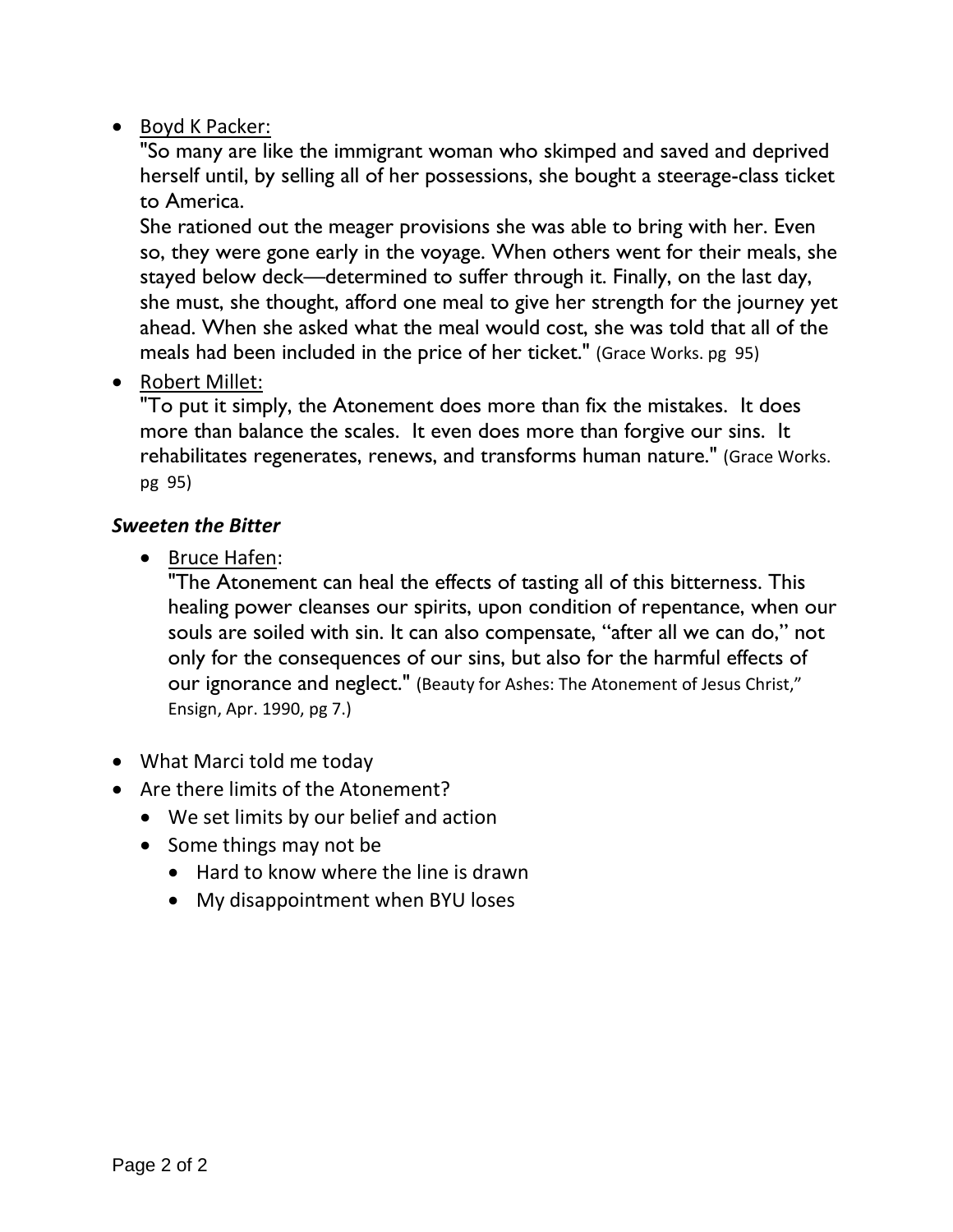- Boyd K Packer:

  "So many are like the immigrant woman who skimped and saved and deprived herself until, by selling all of her possessions, she bought a steerage-class ticket to America.

  She rationed out the meager provisions she was able to bring with her. Even so, they were gone early in the voyage. When others went for their meals, she stayed below deck—determined to suffer through it. Finally, on the last day, she must, she thought, afford one meal to give her strength for the journey yet ahead. When she asked what the meal would cost, she was told that all of the meals had been included in the price of her ticket." (Grace Works. pg 95)

- Robert Millet:

  "To put it simply, the Atonement does more than fix the mistakes. It does more than balance the scales. It even does more than forgive our sins. It rehabilitates regenerates, renews, and transforms human nature." (Grace Works. pg 95)

***Sweeten the Bitter***

- Bruce Hafen:

  "The Atonement can heal the effects of tasting all of this bitterness. This healing power cleanses our spirits, upon condition of repentance, when our souls are soiled with sin. It can also compensate, "after all we can do," not only for the consequences of our sins, but also for the harmful effects of our ignorance and neglect." (Beauty for Ashes: The Atonement of Jesus Christ," Ensign, Apr. 1990, pg 7.)

- What Marci told me today
- Are there limits of the Atonement?
  - We set limits by our belief and action
  - Some things may not be
    - Hard to know where the line is drawn
    - My disappointment when BYU loses